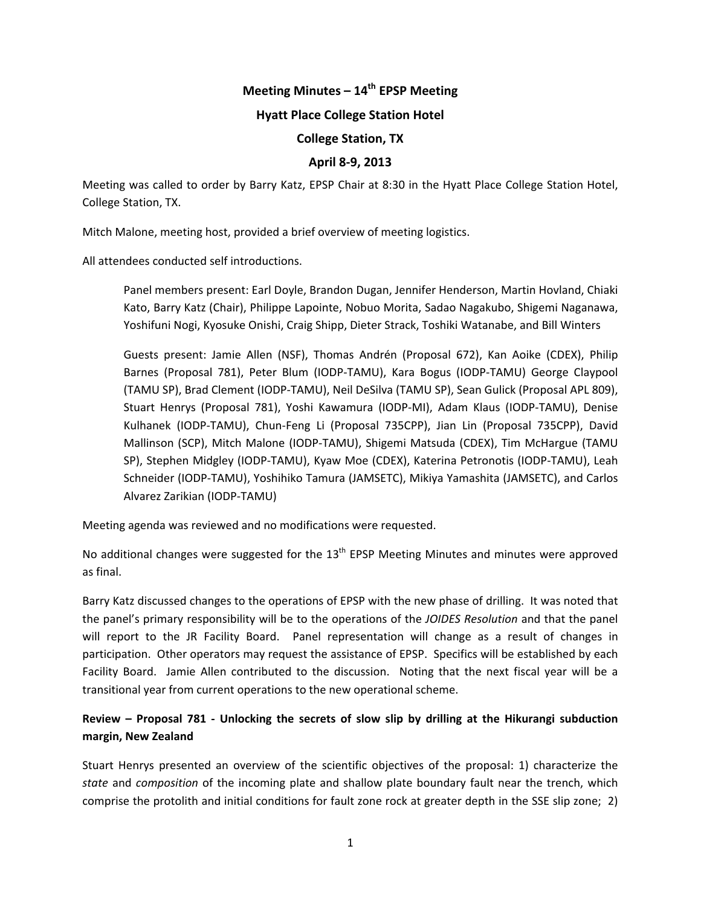# Meeting Minutes – 14th EPSP Meeting

## Hyatt Place College Station Hotel

## College Station, TX

## April 8-9, 2013

Meeting was called to order by Barry Katz, EPSP Chair at 8:30 in the Hyatt Place College Station Hotel, College Station, TX.

Mitch Malone, meeting host, provided a brief overview of meeting logistics.

All attendees conducted self introductions.

> Panel members present: Earl Doyle, Brandon Dugan, Jennifer Henderson, Martin Hovland, Chiaki Kato, Barry Katz (Chair), Philippe Lapointe, Nobuo Morita, Sadao Nagakubo, Shigemi Naganawa, Yoshifuni Nogi, Kyosuke Onishi, Craig Shipp, Dieter Strack, Toshiki Watanabe, and Bill Winters
>
> Guests present: Jamie Allen (NSF), Thomas Andrén (Proposal 672), Kan Aoike (CDEX), Philip Barnes (Proposal 781), Peter Blum (IODP-TAMU), Kara Bogus (IODP-TAMU) George Claypool (TAMU SP), Brad Clement (IODP-TAMU), Neil DeSilva (TAMU SP), Sean Gulick (Proposal APL 809), Stuart Henrys (Proposal 781), Yoshi Kawamura (IODP-MI), Adam Klaus (IODP-TAMU), Denise Kulhanek (IODP-TAMU), Chun-Feng Li (Proposal 735CPP), Jian Lin (Proposal 735CPP), David Mallinson (SCP), Mitch Malone (IODP-TAMU), Shigemi Matsuda (CDEX), Tim McHargue (TAMU SP), Stephen Midgley (IODP-TAMU), Kyaw Moe (CDEX), Katerina Petronotis (IODP-TAMU), Leah Schneider (IODP-TAMU), Yoshihiko Tamura (JAMSETC), Mikiya Yamashita (JAMSETC), and Carlos Alvarez Zarikian (IODP-TAMU)

Meeting agenda was reviewed and no modifications were requested.

No additional changes were suggested for the 13th EPSP Meeting Minutes and minutes were approved as final.

Barry Katz discussed changes to the operations of EPSP with the new phase of drilling. It was noted that the panel's primary responsibility will be to the operations of the *JOIDES Resolution* and that the panel will report to the JR Facility Board. Panel representation will change as a result of changes in participation. Other operators may request the assistance of EPSP. Specifics will be established by each Facility Board. Jamie Allen contributed to the discussion. Noting that the next fiscal year will be a transitional year from current operations to the new operational scheme.

**Review – Proposal 781 - Unlocking the secrets of slow slip by drilling at the Hikurangi subduction margin, New Zealand**

Stuart Henrys presented an overview of the scientific objectives of the proposal: 1) characterize the *state* and *composition* of the incoming plate and shallow plate boundary fault near the trench, which comprise the protolith and initial conditions for fault zone rock at greater depth in the SSE slip zone; 2)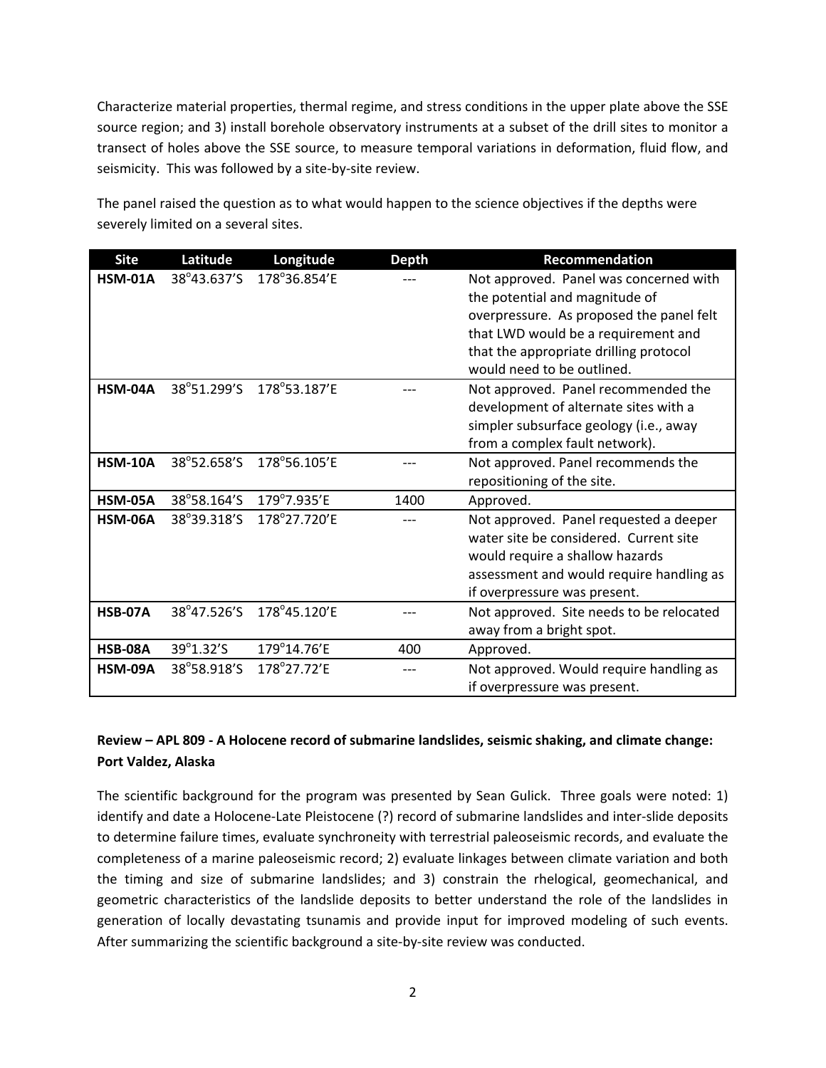Characterize material properties, thermal regime, and stress conditions in the upper plate above the SSE source region; and 3) install borehole observatory instruments at a subset of the drill sites to monitor a transect of holes above the SSE source, to measure temporal variations in deformation, fluid flow, and seismicity. This was followed by a site-by-site review.

The panel raised the question as to what would happen to the science objectives if the depths were severely limited on a several sites.

| Site | Latitude | Longitude | Depth | Recommendation |
|---|---|---|---|---|
| **HSM-01A** | 38°43.637'S | 178°36.854'E | --- | Not approved. Panel was concerned with the potential and magnitude of overpressure. As proposed the panel felt that LWD would be a requirement and that the appropriate drilling protocol would need to be outlined. |
| **HSM-04A** | 38°51.299'S | 178°53.187'E | --- | Not approved. Panel recommended the development of alternate sites with a simpler subsurface geology (i.e., away from a complex fault network). |
| **HSM-10A** | 38°52.658'S | 178°56.105'E | --- | Not approved. Panel recommends the repositioning of the site. |
| **HSM-05A** | 38°58.164'S | 179°7.935'E | 1400 | Approved. |
| **HSM-06A** | 38°39.318'S | 178°27.720'E | --- | Not approved. Panel requested a deeper water site be considered. Current site would require a shallow hazards assessment and would require handling as if overpressure was present. |
| **HSB-07A** | 38°47.526'S | 178°45.120'E | --- | Not approved. Site needs to be relocated away from a bright spot. |
| **HSB-08A** | 39°1.32'S | 179°14.76'E | 400 | Approved. |
| **HSM-09A** | 38°58.918'S | 178°27.72'E | --- | Not approved. Would require handling as if overpressure was present. |

**Review – APL 809 - A Holocene record of submarine landslides, seismic shaking, and climate change: Port Valdez, Alaska**

The scientific background for the program was presented by Sean Gulick. Three goals were noted: 1) identify and date a Holocene-Late Pleistocene (?) record of submarine landslides and inter-slide deposits to determine failure times, evaluate synchroneity with terrestrial paleoseismic records, and evaluate the completeness of a marine paleoseismic record; 2) evaluate linkages between climate variation and both the timing and size of submarine landslides; and 3) constrain the rhelogical, geomechanical, and geometric characteristics of the landslide deposits to better understand the role of the landslides in generation of locally devastating tsunamis and provide input for improved modeling of such events. After summarizing the scientific background a site-by-site review was conducted.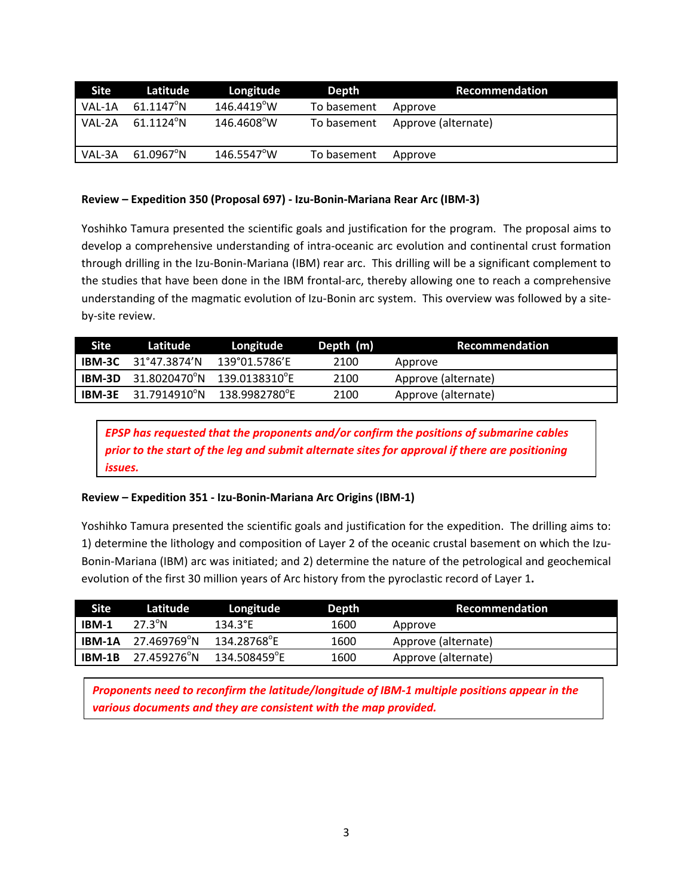| Site | Latitude | Longitude | Depth | Recommendation |
|---|---|---|---|---|
| VAL-1A | 61.1147°N | 146.4419°W | To basement | Approve |
| VAL-2A | 61.1124°N | 146.4608°W | To basement | Approve (alternate) |
| VAL-3A | 61.0967°N | 146.5547°W | To basement | Approve |

**Review – Expedition 350 (Proposal 697) - Izu-Bonin-Mariana Rear Arc (IBM-3)**

Yoshihko Tamura presented the scientific goals and justification for the program. The proposal aims to develop a comprehensive understanding of intra-oceanic arc evolution and continental crust formation through drilling in the Izu-Bonin-Mariana (IBM) rear arc. This drilling will be a significant complement to the studies that have been done in the IBM frontal-arc, thereby allowing one to reach a comprehensive understanding of the magmatic evolution of Izu-Bonin arc system. This overview was followed by a site-by-site review.

| Site | Latitude | Longitude | Depth (m) | Recommendation |
|---|---|---|---|---|
| **IBM-3C** | 31°47.3874'N | 139°01.5786'E | 2100 | Approve |
| **IBM-3D** | 31.8020470°N | 139.0138310°E | 2100 | Approve (alternate) |
| **IBM-3E** | 31.7914910°N | 138.9982780°E | 2100 | Approve (alternate) |

***EPSP has requested that the proponents and/or confirm the positions of submarine cables prior to the start of the leg and submit alternate sites for approval if there are positioning issues.***

**Review – Expedition 351 - Izu-Bonin-Mariana Arc Origins (IBM-1)**

Yoshihko Tamura presented the scientific goals and justification for the expedition. The drilling aims to: 1) determine the lithology and composition of Layer 2 of the oceanic crustal basement on which the Izu-Bonin-Mariana (IBM) arc was initiated; and 2) determine the nature of the petrological and geochemical evolution of the first 30 million years of Arc history from the pyroclastic record of Layer 1**.**

| Site | Latitude | Longitude | Depth | Recommendation |
|---|---|---|---|---|
| **IBM-1** | 27.3°N | 134.3°E | 1600 | Approve |
| **IBM-1A** | 27.469769°N | 134.28768°E | 1600 | Approve (alternate) |
| **IBM-1B** | 27.459276°N | 134.508459°E | 1600 | Approve (alternate) |

***Proponents need to reconfirm the latitude/longitude of IBM-1 multiple positions appear in the various documents and they are consistent with the map provided.***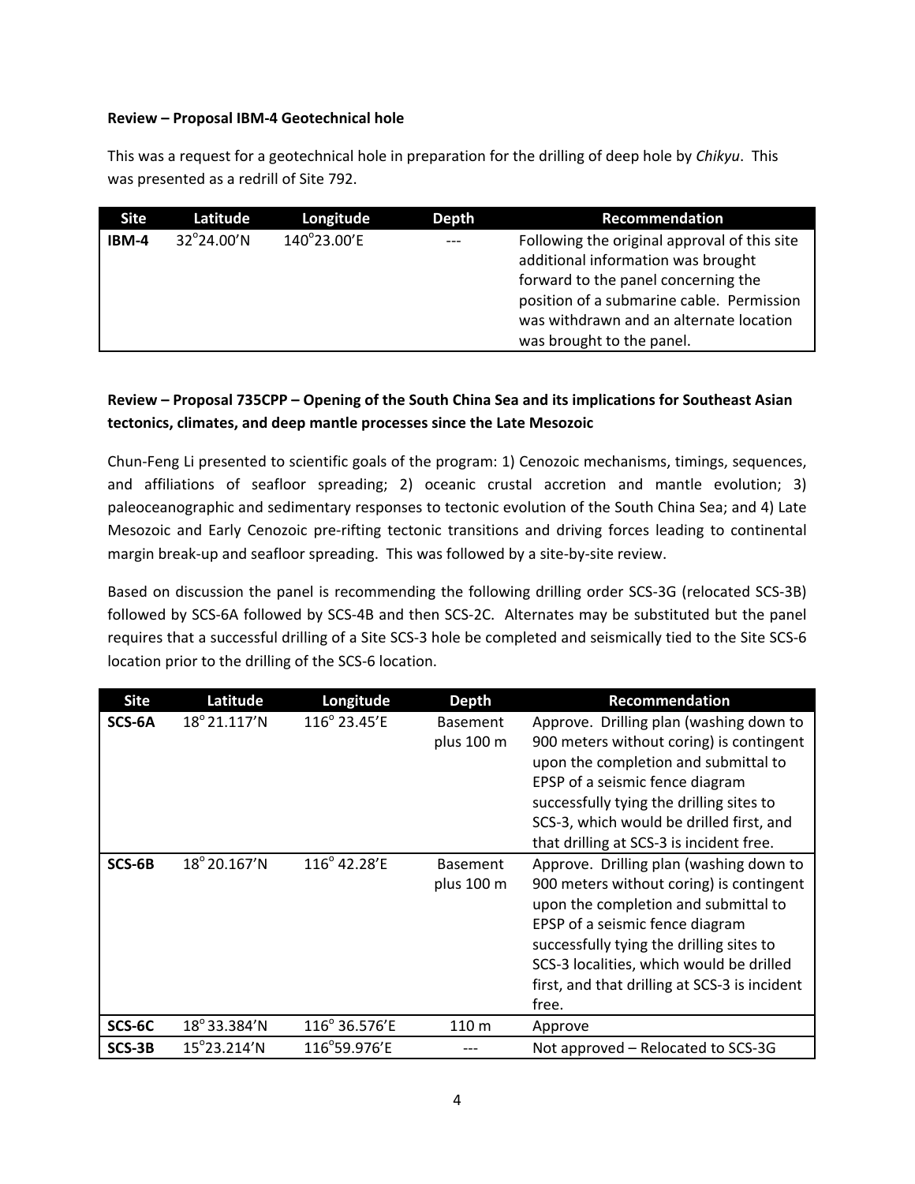**Review – Proposal IBM-4 Geotechnical hole**

This was a request for a geotechnical hole in preparation for the drilling of deep hole by *Chikyu*. This was presented as a redrill of Site 792.

| Site | Latitude | Longitude | Depth | Recommendation |
|---|---|---|---|---|
| **IBM-4** | 32°24.00’N | 140°23.00’E | --- | Following the original approval of this site additional information was brought forward to the panel concerning the position of a submarine cable. Permission was withdrawn and an alternate location was brought to the panel. |

**Review – Proposal 735CPP – Opening of the South China Sea and its implications for Southeast Asian tectonics, climates, and deep mantle processes since the Late Mesozoic**

Chun-Feng Li presented to scientific goals of the program: 1) Cenozoic mechanisms, timings, sequences, and affiliations of seafloor spreading; 2) oceanic crustal accretion and mantle evolution; 3) paleoceanographic and sedimentary responses to tectonic evolution of the South China Sea; and 4) Late Mesozoic and Early Cenozoic pre-rifting tectonic transitions and driving forces leading to continental margin break-up and seafloor spreading. This was followed by a site-by-site review.

Based on discussion the panel is recommending the following drilling order SCS-3G (relocated SCS-3B) followed by SCS-6A followed by SCS-4B and then SCS-2C. Alternates may be substituted but the panel requires that a successful drilling of a Site SCS-3 hole be completed and seismically tied to the Site SCS-6 location prior to the drilling of the SCS-6 location.

| Site | Latitude | Longitude | Depth | Recommendation |
|---|---|---|---|---|
| **SCS-6A** | 18° 21.117’N | 116° 23.45’E | Basement plus 100 m | Approve. Drilling plan (washing down to 900 meters without coring) is contingent upon the completion and submittal to EPSP of a seismic fence diagram successfully tying the drilling sites to SCS-3, which would be drilled first, and that drilling at SCS-3 is incident free. |
| **SCS-6B** | 18° 20.167’N | 116° 42.28’E | Basement plus 100 m | Approve. Drilling plan (washing down to 900 meters without coring) is contingent upon the completion and submittal to EPSP of a seismic fence diagram successfully tying the drilling sites to SCS-3 localities, which would be drilled first, and that drilling at SCS-3 is incident free. |
| **SCS-6C** | 18° 33.384’N | 116° 36.576’E | 110 m | Approve |
| **SCS-3B** | 15°23.214’N | 116°59.976’E | --- | Not approved – Relocated to SCS-3G |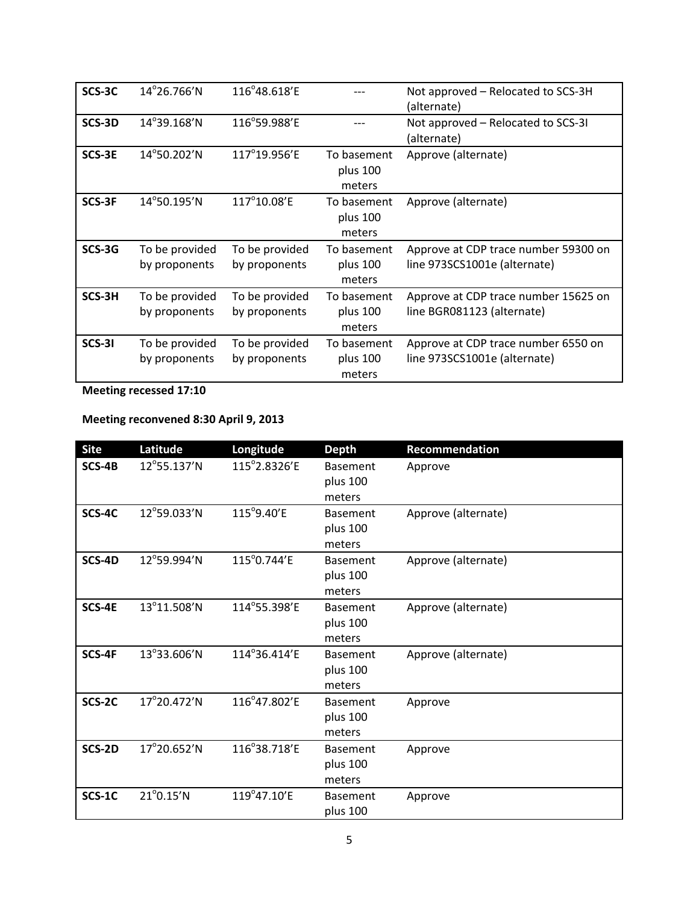| | | | | |
|---|---|---|---|---|
| **SCS-3C** | 14°26.766’N | 116°48.618’E | --- | Not approved – Relocated to SCS-3H (alternate) |
| **SCS-3D** | 14°39.168’N | 116°59.988’E | --- | Not approved – Relocated to SCS-3I (alternate) |
| **SCS-3E** | 14°50.202’N | 117°19.956’E | To basement plus 100 meters | Approve (alternate) |
| **SCS-3F** | 14°50.195’N | 117°10.08’E | To basement plus 100 meters | Approve (alternate) |
| **SCS-3G** | To be provided by proponents | To be provided by proponents | To basement plus 100 meters | Approve at CDP trace number 59300 on line 973SCS1001e (alternate) |
| **SCS-3H** | To be provided by proponents | To be provided by proponents | To basement plus 100 meters | Approve at CDP trace number 15625 on line BGR081123 (alternate) |
| **SCS-3I** | To be provided by proponents | To be provided by proponents | To basement plus 100 meters | Approve at CDP trace number 6550 on line 973SCS1001e (alternate) |

**Meeting recessed 17:10**

**Meeting reconvened 8:30 April 9, 2013**

| Site | Latitude | Longitude | Depth | Recommendation |
|---|---|---|---|---|
| **SCS-4B** | 12°55.137’N | 115°2.8326’E | Basement plus 100 meters | Approve |
| **SCS-4C** | 12°59.033’N | 115°9.40’E | Basement plus 100 meters | Approve (alternate) |
| **SCS-4D** | 12°59.994’N | 115°0.744’E | Basement plus 100 meters | Approve (alternate) |
| **SCS-4E** | 13°11.508’N | 114°55.398’E | Basement plus 100 meters | Approve (alternate) |
| **SCS-4F** | 13°33.606’N | 114°36.414’E | Basement plus 100 meters | Approve (alternate) |
| **SCS-2C** | 17°20.472’N | 116°47.802’E | Basement plus 100 meters | Approve |
| **SCS-2D** | 17°20.652’N | 116°38.718’E | Basement plus 100 meters | Approve |
| **SCS-1C** | 21°0.15’N | 119°47.10’E | Basement plus 100 | Approve |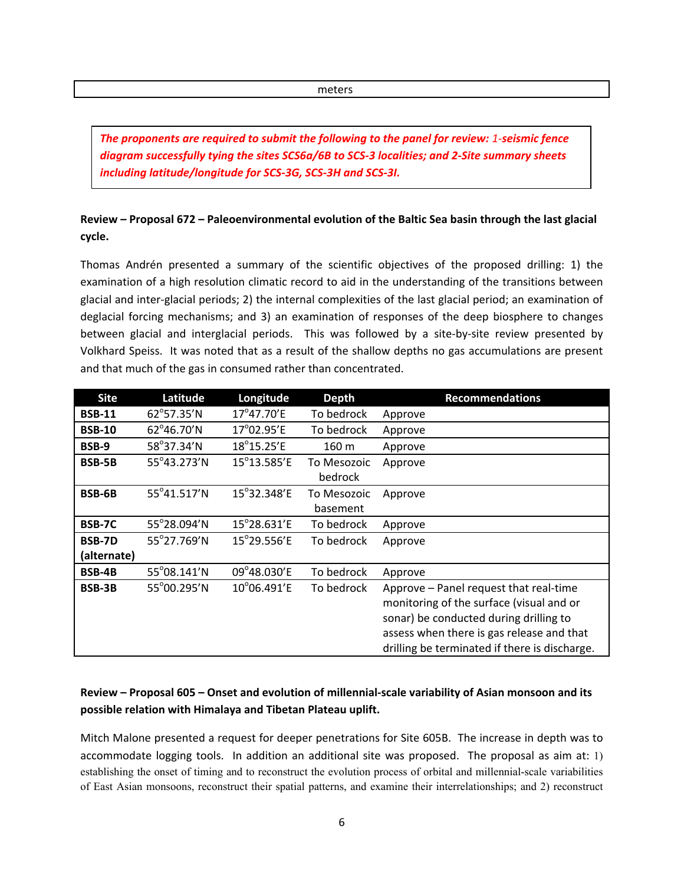| meters |
|---|

***The proponents are required to submit the following to the panel for review: 1-seismic fence diagram successfully tying the sites SCS6a/6B to SCS-3 localities; and 2-Site summary sheets including latitude/longitude for SCS-3G, SCS-3H and SCS-3I.***

**Review – Proposal 672 – Paleoenvironmental evolution of the Baltic Sea basin through the last glacial cycle.**

Thomas Andrén presented a summary of the scientific objectives of the proposed drilling: 1) the examination of a high resolution climatic record to aid in the understanding of the transitions between glacial and inter-glacial periods; 2) the internal complexities of the last glacial period; an examination of deglacial forcing mechanisms; and 3) an examination of responses of the deep biosphere to changes between glacial and interglacial periods. This was followed by a site-by-site review presented by Volkhard Speiss. It was noted that as a result of the shallow depths no gas accumulations are present and that much of the gas in consumed rather than concentrated.

| Site | Latitude | Longitude | Depth | Recommendations |
|---|---|---|---|---|
| **BSB-11** | 62°57.35'N | 17°47.70'E | To bedrock | Approve |
| **BSB-10** | 62°46.70'N | 17°02.95'E | To bedrock | Approve |
| **BSB-9** | 58°37.34'N | 18°15.25'E | 160 m | Approve |
| **BSB-5B** | 55°43.273'N | 15°13.585'E | To Mesozoic bedrock | Approve |
| **BSB-6B** | 55°41.517'N | 15°32.348'E | To Mesozoic basement | Approve |
| **BSB-7C** | 55°28.094'N | 15°28.631'E | To bedrock | Approve |
| **BSB-7D (alternate)** | 55°27.769'N | 15°29.556'E | To bedrock | Approve |
| **BSB-4B** | 55°08.141'N | 09°48.030'E | To bedrock | Approve |
| **BSB-3B** | 55°00.295'N | 10°06.491'E | To bedrock | Approve – Panel request that real-time monitoring of the surface (visual and or sonar) be conducted during drilling to assess when there is gas release and that drilling be terminated if there is discharge. |

**Review – Proposal 605 – Onset and evolution of millennial-scale variability of Asian monsoon and its possible relation with Himalaya and Tibetan Plateau uplift.**

Mitch Malone presented a request for deeper penetrations for Site 605B. The increase in depth was to accommodate logging tools. In addition an additional site was proposed. The proposal as aim at: 1) establishing the onset of timing and to reconstruct the evolution process of orbital and millennial-scale variabilities of East Asian monsoons, reconstruct their spatial patterns, and examine their interrelationships; and 2) reconstruct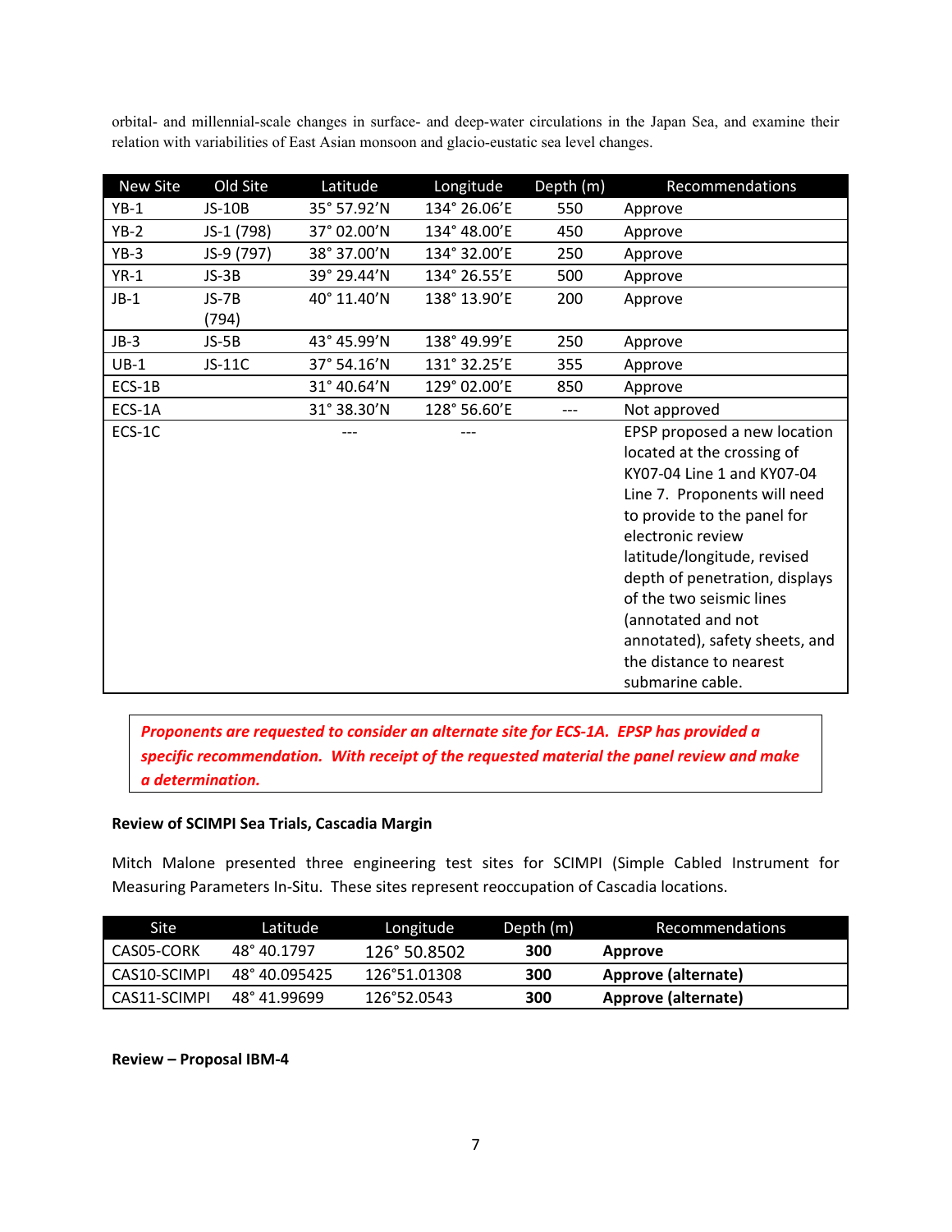orbital- and millennial-scale changes in surface- and deep-water circulations in the Japan Sea, and examine their relation with variabilities of East Asian monsoon and glacio-eustatic sea level changes.

| New Site | Old Site | Latitude | Longitude | Depth (m) | Recommendations |
|---|---|---|---|---|---|
| YB-1 | JS-10B | 35° 57.92'N | 134° 26.06'E | 550 | Approve |
| YB-2 | JS-1 (798) | 37° 02.00'N | 134° 48.00'E | 450 | Approve |
| YB-3 | JS-9 (797) | 38° 37.00'N | 134° 32.00'E | 250 | Approve |
| YR-1 | JS-3B | 39° 29.44'N | 134° 26.55'E | 500 | Approve |
| JB-1 | JS-7B (794) | 40° 11.40'N | 138° 13.90'E | 200 | Approve |
| JB-3 | JS-5B | 43° 45.99'N | 138° 49.99'E | 250 | Approve |
| UB-1 | JS-11C | 37° 54.16'N | 131° 32.25'E | 355 | Approve |
| ECS-1B | | 31° 40.64'N | 129° 02.00'E | 850 | Approve |
| ECS-1A | | 31° 38.30'N | 128° 56.60'E | --- | Not approved |
| ECS-1C | | --- | --- | | EPSP proposed a new location located at the crossing of KY07-04 Line 1 and KY07-04 Line 7. Proponents will need to provide to the panel for electronic review latitude/longitude, revised depth of penetration, displays of the two seismic lines (annotated and not annotated), safety sheets, and the distance to nearest submarine cable. |

***Proponents are requested to consider an alternate site for ECS-1A. EPSP has provided a specific recommendation. With receipt of the requested material the panel review and make a determination.***

**Review of SCIMPI Sea Trials, Cascadia Margin**

Mitch Malone presented three engineering test sites for SCIMPI (Simple Cabled Instrument for Measuring Parameters In-Situ. These sites represent reoccupation of Cascadia locations.

| Site | Latitude | Longitude | Depth (m) | Recommendations |
|---|---|---|---|---|
| CAS05-CORK | 48° 40.1797 | 126° 50.8502 | **300** | **Approve** |
| CAS10-SCIMPI | 48° 40.095425 | 126°51.01308 | **300** | **Approve (alternate)** |
| CAS11-SCIMPI | 48° 41.99699 | 126°52.0543 | **300** | **Approve (alternate)** |

**Review – Proposal IBM-4**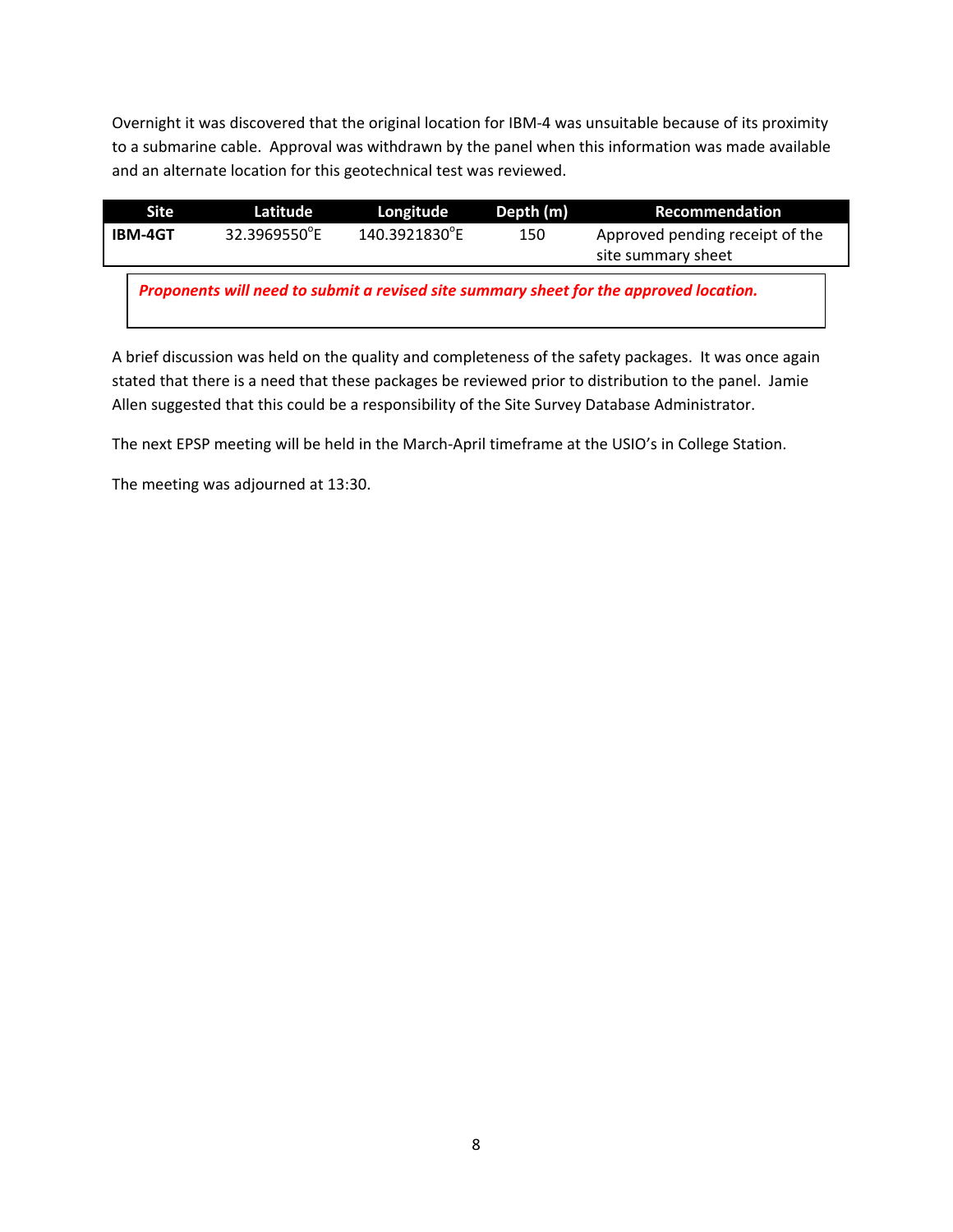Overnight it was discovered that the original location for IBM-4 was unsuitable because of its proximity to a submarine cable. Approval was withdrawn by the panel when this information was made available and an alternate location for this geotechnical test was reviewed.

| Site | Latitude | Longitude | Depth (m) | Recommendation |
|---|---|---|---|---|
| **IBM-4GT** | 32.3969550°E | 140.3921830°E | 150 | Approved pending receipt of the site summary sheet |

***Proponents will need to submit a revised site summary sheet for the approved location.***

A brief discussion was held on the quality and completeness of the safety packages. It was once again stated that there is a need that these packages be reviewed prior to distribution to the panel. Jamie Allen suggested that this could be a responsibility of the Site Survey Database Administrator.

The next EPSP meeting will be held in the March-April timeframe at the USIO's in College Station.

The meeting was adjourned at 13:30.